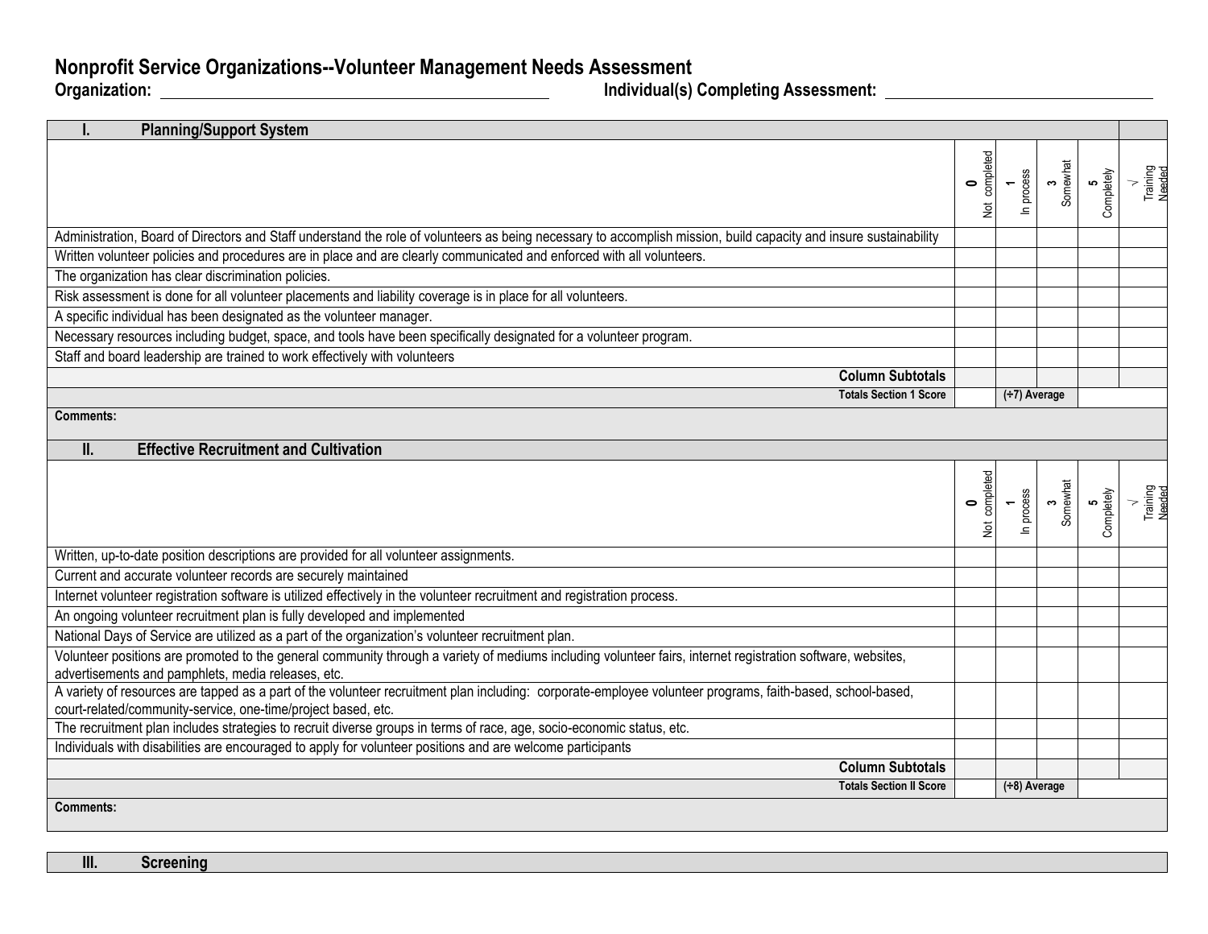# Nonprofit Service Organizations--Volunteer Management Needs Assessment

**Organization:** ______________________________ **Individual(s) Completing Assessment:** ______________________________

| I. Planning/Support System | 0 Not completed | 1 In process | 3 Somewhat | 5 Completely | √ Training Needed |
|---|---|---|---|---|---|
| Administration, Board of Directors and Staff understand the role of volunteers as being necessary to accomplish mission, build capacity and insure sustainability | | | | | |
| Written volunteer policies and procedures are in place and are clearly communicated and enforced with all volunteers. | | | | | |
| The organization has clear discrimination policies. | | | | | |
| Risk assessment is done for all volunteer placements and liability coverage is in place for all volunteers. | | | | | |
| A specific individual has been designated as the volunteer manager. | | | | | |
| Necessary resources including budget, space, and tools have been specifically designated for a volunteer program. | | | | | |
| Staff and board leadership are trained to work effectively with volunteers | | | | | |
| **Column Subtotals** | | | | | |
| **Totals Section 1 Score** | | **(÷7) Average** | | | |

**Comments:**

| II. Effective Recruitment and Cultivation | 0 Not completed | 1 In process | 3 Somewhat | 5 Completely | √ Training Needed |
|---|---|---|---|---|---|
| Written, up-to-date position descriptions are provided for all volunteer assignments. | | | | | |
| Current and accurate volunteer records are securely maintained | | | | | |
| Internet volunteer registration software is utilized effectively in the volunteer recruitment and registration process. | | | | | |
| An ongoing volunteer recruitment plan is fully developed and implemented | | | | | |
| National Days of Service are utilized as a part of the organization's volunteer recruitment plan. | | | | | |
| Volunteer positions are promoted to the general community through a variety of mediums including volunteer fairs, internet registration software, websites, advertisements and pamphlets, media releases, etc. | | | | | |
| A variety of resources are tapped as a part of the volunteer recruitment plan including: corporate-employee volunteer programs, faith-based, school-based, court-related/community-service, one-time/project based, etc. | | | | | |
| The recruitment plan includes strategies to recruit diverse groups in terms of race, age, socio-economic status, etc. | | | | | |
| Individuals with disabilities are encouraged to apply for volunteer positions and are welcome participants | | | | | |
| **Column Subtotals** | | | | | |
| **Totals Section II Score** | | **(÷8) Average** | | | |

**Comments:**

| III. Screening |
|---|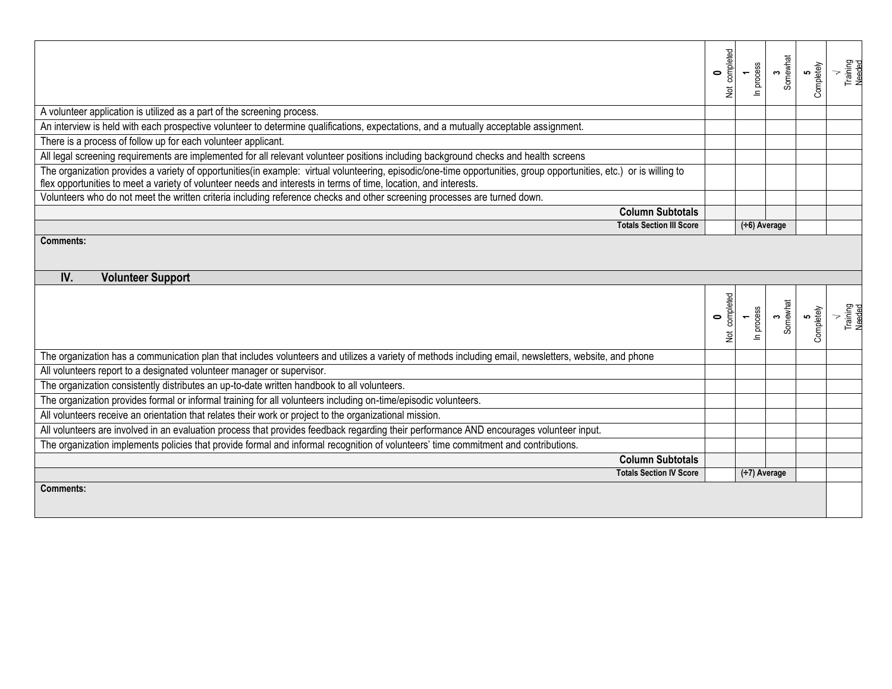| | 0 Not completed | 1 In process | 3 Somewhat | 5 Completely | √ Training Needed |
|---|---|---|---|---|---|
| A volunteer application is utilized as a part of the screening process. | | | | | |
| An interview is held with each prospective volunteer to determine qualifications, expectations, and a mutually acceptable assignment. | | | | | |
| There is a process of follow up for each volunteer applicant. | | | | | |
| All legal screening requirements are implemented for all relevant volunteer positions including background checks and health screens | | | | | |
| The organization provides a variety of opportunities(in example: virtual volunteering, episodic/one-time opportunities, group opportunities, etc.) or is willing to flex opportunities to meet a variety of volunteer needs and interests in terms of time, location, and interests. | | | | | |
| Volunteers who do not meet the written criteria including reference checks and other screening processes are turned down. | | | | | |
| **Column Subtotals** | | | | | |
| **Totals Section III Score** | | **(÷6) Average** | | | |

**Comments:**

## IV. Volunteer Support

| | 0 Not completed | 1 In process | 3 Somewhat | 5 Completely | √ Training Needed |
|---|---|---|---|---|---|
| The organization has a communication plan that includes volunteers and utilizes a variety of methods including email, newsletters, website, and phone | | | | | |
| All volunteers report to a designated volunteer manager or supervisor. | | | | | |
| The organization consistently distributes an up-to-date written handbook to all volunteers. | | | | | |
| The organization provides formal or informal training for all volunteers including on-time/episodic volunteers. | | | | | |
| All volunteers receive an orientation that relates their work or project to the organizational mission. | | | | | |
| All volunteers are involved in an evaluation process that provides feedback regarding their performance AND encourages volunteer input. | | | | | |
| The organization implements policies that provide formal and informal recognition of volunteers' time commitment and contributions. | | | | | |
| **Column Subtotals** | | | | | |
| **Totals Section IV Score** | | **(÷7) Average** | | | |

**Comments:**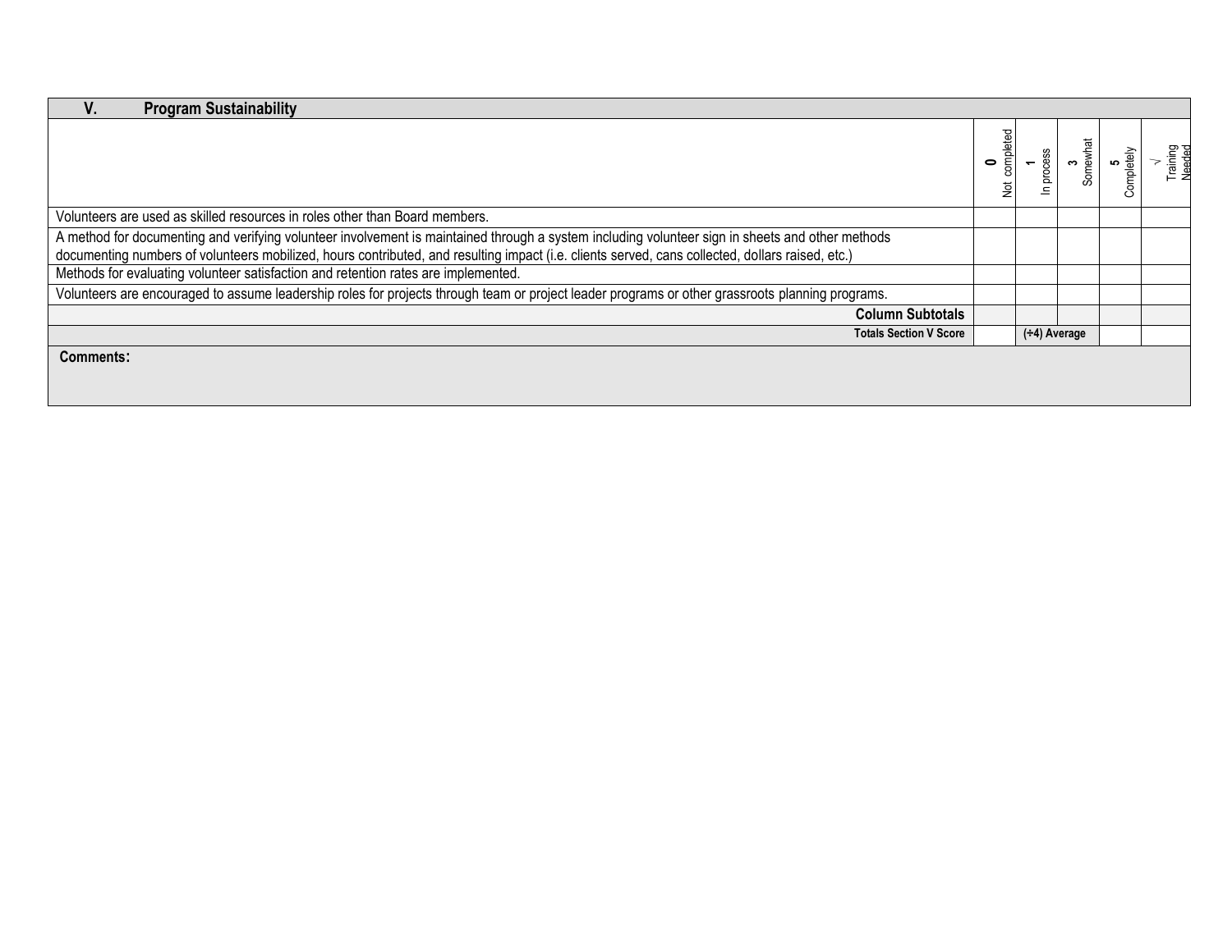## V. Program Sustainability

| | 0 Not completed | 1 In process | 3 Somewhat | 5 Completely | √ Training Needed |
|---|---|---|---|---|---|
| Volunteers are used as skilled resources in roles other than Board members. | | | | | |
| A method for documenting and verifying volunteer involvement is maintained through a system including volunteer sign in sheets and other methods documenting numbers of volunteers mobilized, hours contributed, and resulting impact (i.e. clients served, cans collected, dollars raised, etc.) | | | | | |
| Methods for evaluating volunteer satisfaction and retention rates are implemented. | | | | | |
| Volunteers are encouraged to assume leadership roles for projects through team or project leader programs or other grassroots planning programs. | | | | | |
| **Column Subtotals** | | | | | |
| **Totals Section V Score** | | **(÷4) Average** | | | |

**Comments:**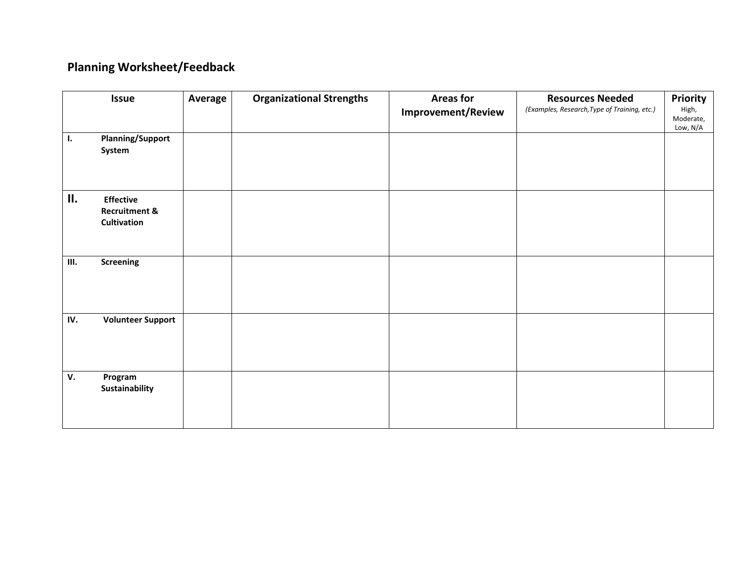## Planning Worksheet/Feedback

| Issue | Average | Organizational Strengths | Areas for Improvement/Review | Resources Needed *(Examples, Research,Type of Training, etc.)* | Priority High, Moderate, Low, N/A |
|---|---|---|---|---|---|
| **I. Planning/Support System** | | | | | |
| **II. Effective Recruitment & Cultivation** | | | | | |
| **III. Screening** | | | | | |
| **IV. Volunteer Support** | | | | | |
| **V. Program Sustainability** | | | | | |